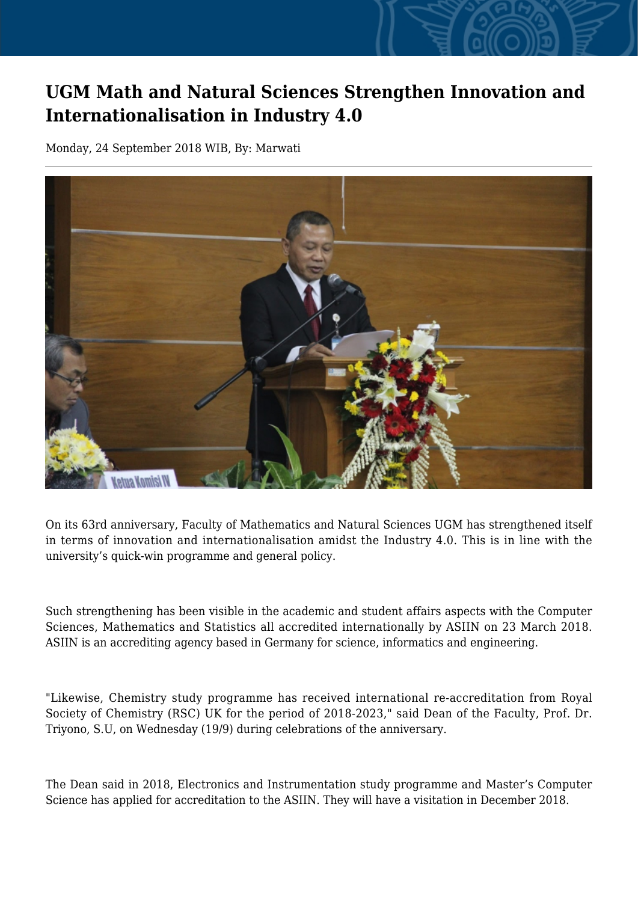# UGM Math and Natural Sciences Strengthen Innovation and Internationalisation in Industry 4.0

Monday, 24 September 2018 WIB, By: Marwati

On its 63rd anniversary, Faculty of Mathematics and Natural Sciences UGM has strengthened itself in terms of innovation and internationalisation amidst the Industry 4.0. This is in line with the university's quick-win programme and general policy.

Such strengthening has been visible in the academic and student affairs aspects with the Computer Sciences, Mathematics and Statistics all accredited internationally by ASIIN on 23 March 2018. ASIIN is an accrediting agency based in Germany for science, informatics and engineering.

"Likewise, Chemistry study programme has received international re-accreditation from Royal Society of Chemistry (RSC) UK for the period of 2018-2023," said Dean of the Faculty, Prof. Dr. Triyono, S.U, on Wednesday (19/9) during celebrations of the anniversary.

The Dean said in 2018, Electronics and Instrumentation study programme and Master's Computer Science has applied for accreditation to the ASIIN. They will have a visitation in December 2018.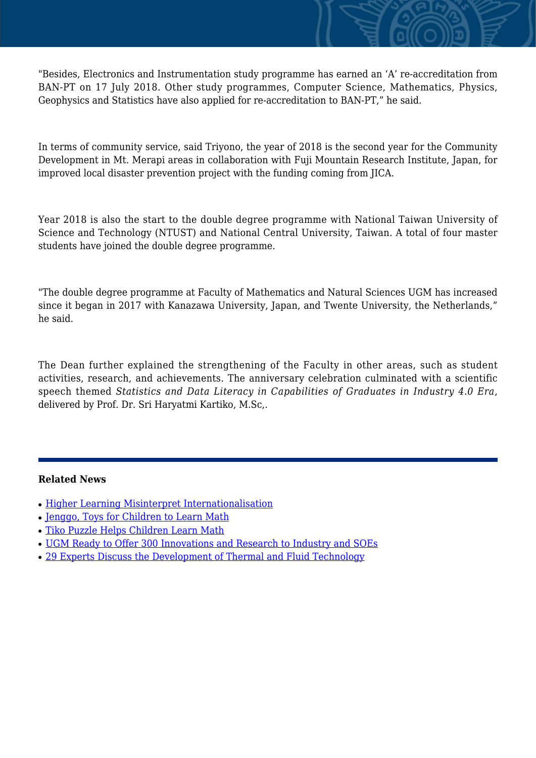"Besides, Electronics and Instrumentation study programme has earned an 'A' re-accreditation from BAN-PT on 17 July 2018. Other study programmes, Computer Science, Mathematics, Physics, Geophysics and Statistics have also applied for re-accreditation to BAN-PT," he said.

In terms of community service, said Triyono, the year of 2018 is the second year for the Community Development in Mt. Merapi areas in collaboration with Fuji Mountain Research Institute, Japan, for improved local disaster prevention project with the funding coming from JICA.

Year 2018 is also the start to the double degree programme with National Taiwan University of Science and Technology (NTUST) and National Central University, Taiwan. A total of four master students have joined the double degree programme.

"The double degree programme at Faculty of Mathematics and Natural Sciences UGM has increased since it began in 2017 with Kanazawa University, Japan, and Twente University, the Netherlands," he said.

The Dean further explained the strengthening of the Faculty in other areas, such as student activities, research, and achievements. The anniversary celebration culminated with a scientific speech themed *Statistics and Data Literacy in Capabilities of Graduates in Industry 4.0 Era*, delivered by Prof. Dr. Sri Haryatmi Kartiko, M.Sc,.

---

**Related News**

- Higher Learning Misinterpret Internationalisation
- Jenggo, Toys for Children to Learn Math
- Tiko Puzzle Helps Children Learn Math
- UGM Ready to Offer 300 Innovations and Research to Industry and SOEs
- 29 Experts Discuss the Development of Thermal and Fluid Technology